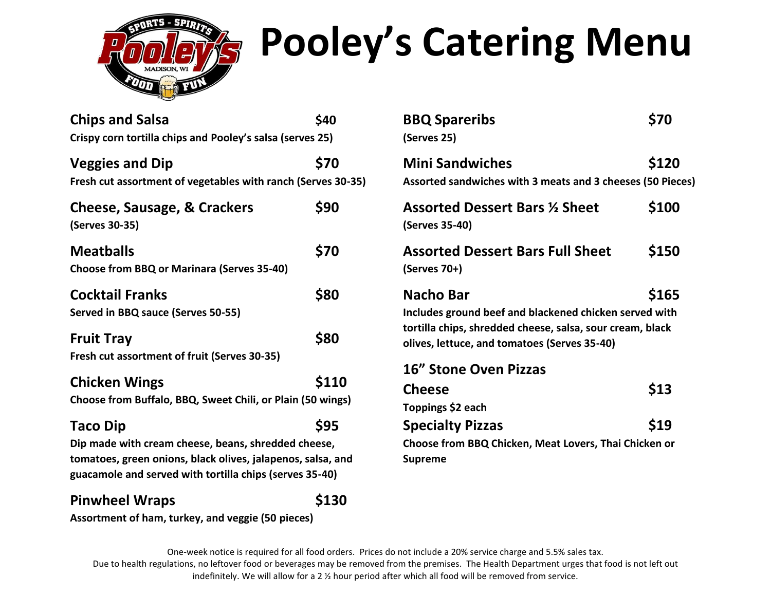# Pooley's Catering Menu

**Chips and Salsa** — **$40**
**Crispy corn tortilla chips and Pooley's salsa (serves 25)**

**Veggies and Dip** — **$70**
**Fresh cut assortment of vegetables with ranch (Serves 30-35)**

**Cheese, Sausage, & Crackers** — **$90**
**(Serves 30-35)**

**Meatballs** — **$70**
**Choose from BBQ or Marinara (Serves 35-40)**

**Cocktail Franks** — **$80**
**Served in BBQ sauce (Serves 50-55)**

**Fruit Tray** — **$80**
**Fresh cut assortment of fruit (Serves 30-35)**

**Chicken Wings** — **$110**
**Choose from Buffalo, BBQ, Sweet Chili, or Plain (50 wings)**

**Taco Dip** — **$95**
**Dip made with cream cheese, beans, shredded cheese, tomatoes, green onions, black olives, jalapenos, salsa, and guacamole and served with tortilla chips (serves 35-40)**

**Pinwheel Wraps** — **$130**
**Assortment of ham, turkey, and veggie (50 pieces)**

**BBQ Spareribs** — **$70**
**(Serves 25)**

**Mini Sandwiches** — **$120**
**Assorted sandwiches with 3 meats and 3 cheeses (50 Pieces)**

**Assorted Dessert Bars ½ Sheet** — **$100**
**(Serves 35-40)**

**Assorted Dessert Bars Full Sheet** — **$150**
**(Serves 70+)**

**Nacho Bar** — **$165**
**Includes ground beef and blackened chicken served with tortilla chips, shredded cheese, salsa, sour cream, black olives, lettuce, and tomatoes (Serves 35-40)**

## 16" Stone Oven Pizzas

**Cheese** — **$13**
**Toppings $2 each**

**Specialty Pizzas** — **$19**
**Choose from BBQ Chicken, Meat Lovers, Thai Chicken or Supreme**

One-week notice is required for all food orders. Prices do not include a 20% service charge and 5.5% sales tax.
Due to health regulations, no leftover food or beverages may be removed from the premises. The Health Department urges that food is not left out indefinitely. We will allow for a 2 ½ hour period after which all food will be removed from service.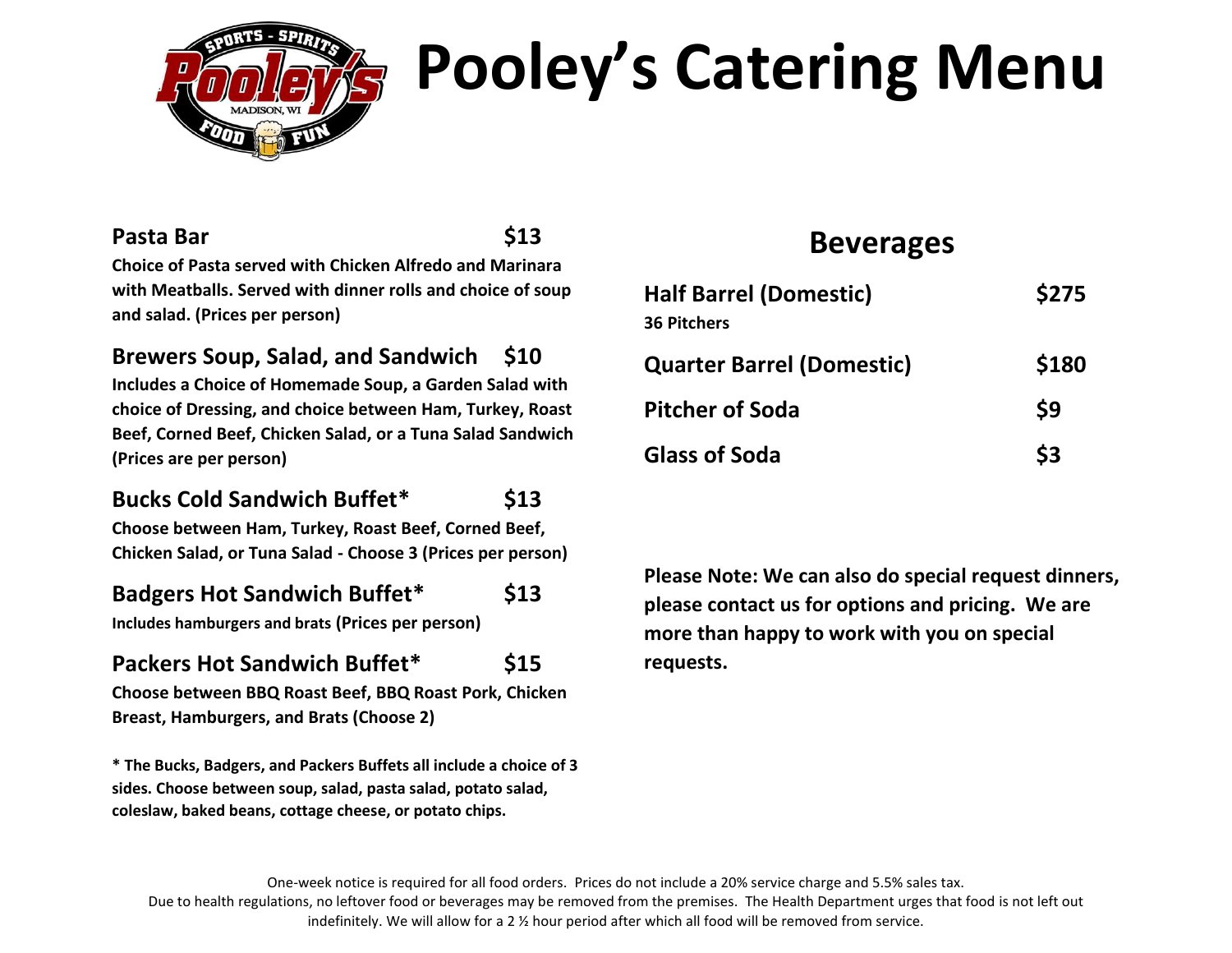# Pooley's Catering Menu

**Pasta Bar** **$13**

**Choice of Pasta served with Chicken Alfredo and Marinara with Meatballs. Served with dinner rolls and choice of soup and salad. (Prices per person)**

**Brewers Soup, Salad, and Sandwich** **$10**

**Includes a Choice of Homemade Soup, a Garden Salad with choice of Dressing, and choice between Ham, Turkey, Roast Beef, Corned Beef, Chicken Salad, or a Tuna Salad Sandwich (Prices are per person)**

**Bucks Cold Sandwich Buffet*** **$13**

**Choose between Ham, Turkey, Roast Beef, Corned Beef, Chicken Salad, or Tuna Salad - Choose 3 (Prices per person)**

**Badgers Hot Sandwich Buffet*** **$13**

**Includes hamburgers and brats (Prices per person)**

**Packers Hot Sandwich Buffet*** **$15**

**Choose between BBQ Roast Beef, BBQ Roast Pork, Chicken Breast, Hamburgers, and Brats (Choose 2)**

**\* The Bucks, Badgers, and Packers Buffets all include a choice of 3 sides. Choose between soup, salad, pasta salad, potato salad, coleslaw, baked beans, cottage cheese, or potato chips.**

## Beverages

| | |
|---|---|
| **Half Barrel (Domestic)**<br>**36 Pitchers** | **$275** |
| **Quarter Barrel (Domestic)** | **$180** |
| **Pitcher of Soda** | **$9** |
| **Glass of Soda** | **$3** |

**Please Note: We can also do special request dinners, please contact us for options and pricing. We are more than happy to work with you on special requests.**

One-week notice is required for all food orders. Prices do not include a 20% service charge and 5.5% sales tax.
Due to health regulations, no leftover food or beverages may be removed from the premises. The Health Department urges that food is not left out indefinitely. We will allow for a 2 ½ hour period after which all food will be removed from service.